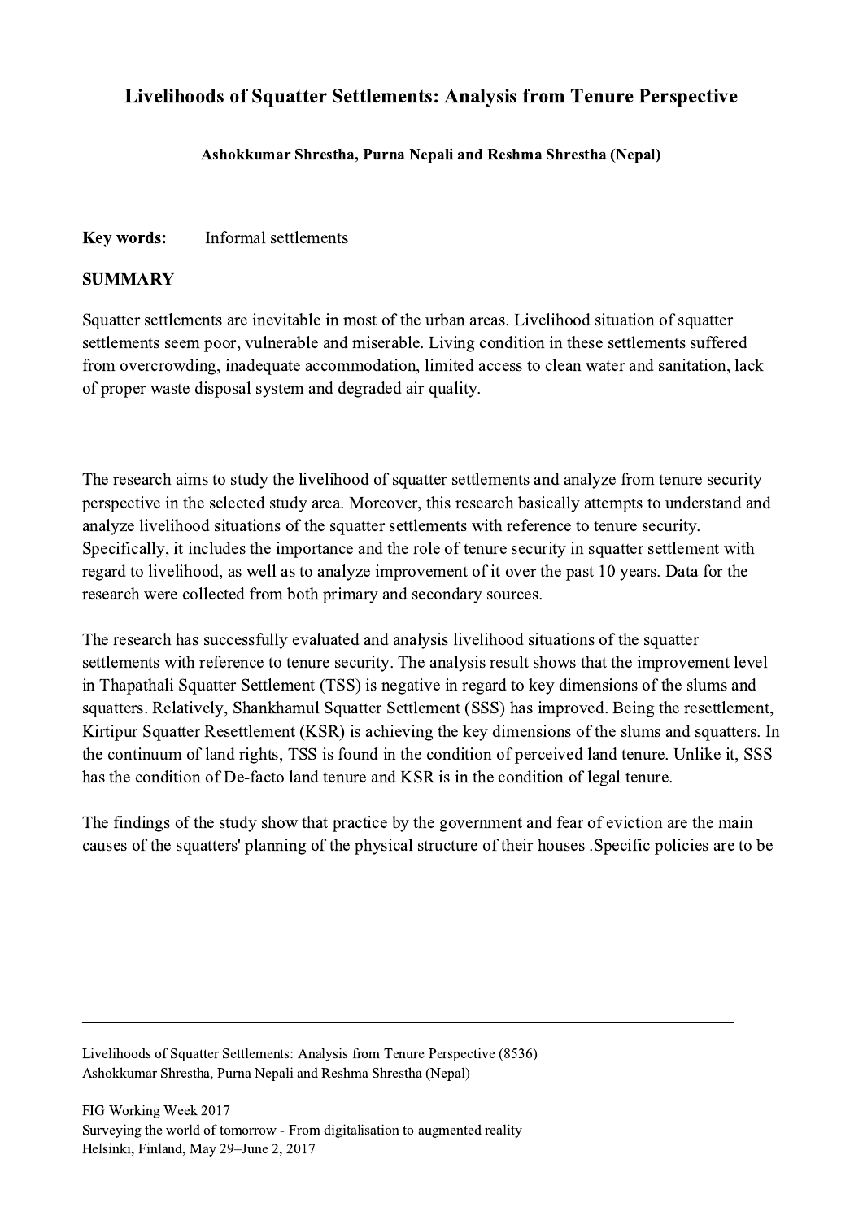# Livelihoods of Squatter Settlements: Analysis from Tenure Perspective

**Ashokkumar Shrestha, Purna Nepali and Reshma Shrestha (Nepal)**

**Key words:** Informal settlements

## SUMMARY

Squatter settlements are inevitable in most of the urban areas. Livelihood situation of squatter settlements seem poor, vulnerable and miserable. Living condition in these settlements suffered from overcrowding, inadequate accommodation, limited access to clean water and sanitation, lack of proper waste disposal system and degraded air quality.

The research aims to study the livelihood of squatter settlements and analyze from tenure security perspective in the selected study area. Moreover, this research basically attempts to understand and analyze livelihood situations of the squatter settlements with reference to tenure security. Specifically, it includes the importance and the role of tenure security in squatter settlement with regard to livelihood, as well as to analyze improvement of it over the past 10 years. Data for the research were collected from both primary and secondary sources.

The research has successfully evaluated and analysis livelihood situations of the squatter settlements with reference to tenure security. The analysis result shows that the improvement level in Thapathali Squatter Settlement (TSS) is negative in regard to key dimensions of the slums and squatters. Relatively, Shankhamul Squatter Settlement (SSS) has improved. Being the resettlement, Kirtipur Squatter Resettlement (KSR) is achieving the key dimensions of the slums and squatters. In the continuum of land rights, TSS is found in the condition of perceived land tenure. Unlike it, SSS has the condition of De-facto land tenure and KSR is in the condition of legal tenure.

The findings of the study show that practice by the government and fear of eviction are the main causes of the squatters' planning of the physical structure of their houses .Specific policies are to be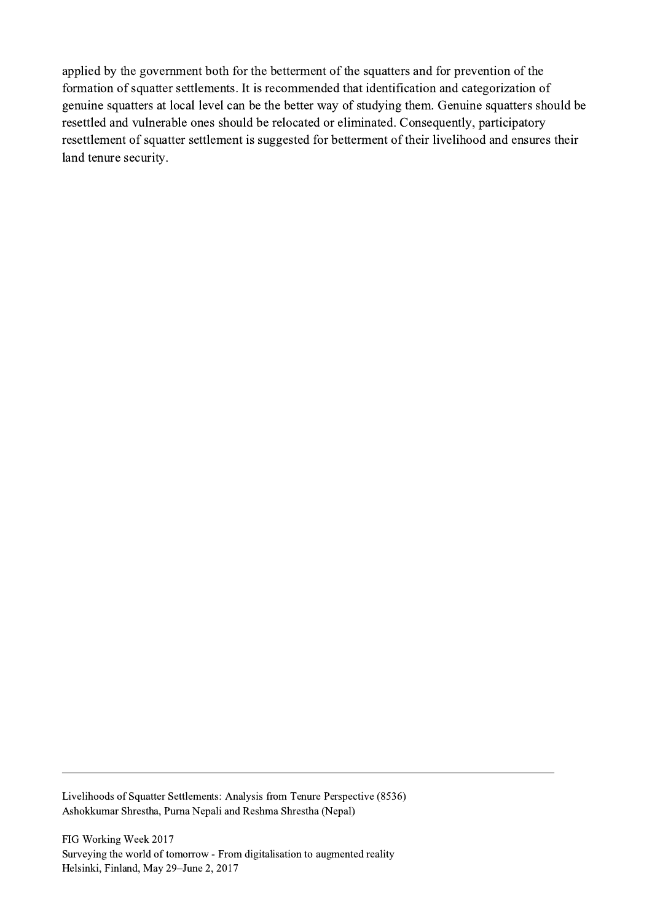applied by the government both for the betterment of the squatters and for prevention of the formation of squatter settlements. It is recommended that identification and categorization of genuine squatters at local level can be the better way of studying them. Genuine squatters should be resettled and vulnerable ones should be relocated or eliminated. Consequently, participatory resettlement of squatter settlement is suggested for betterment of their livelihood and ensures their land tenure security.